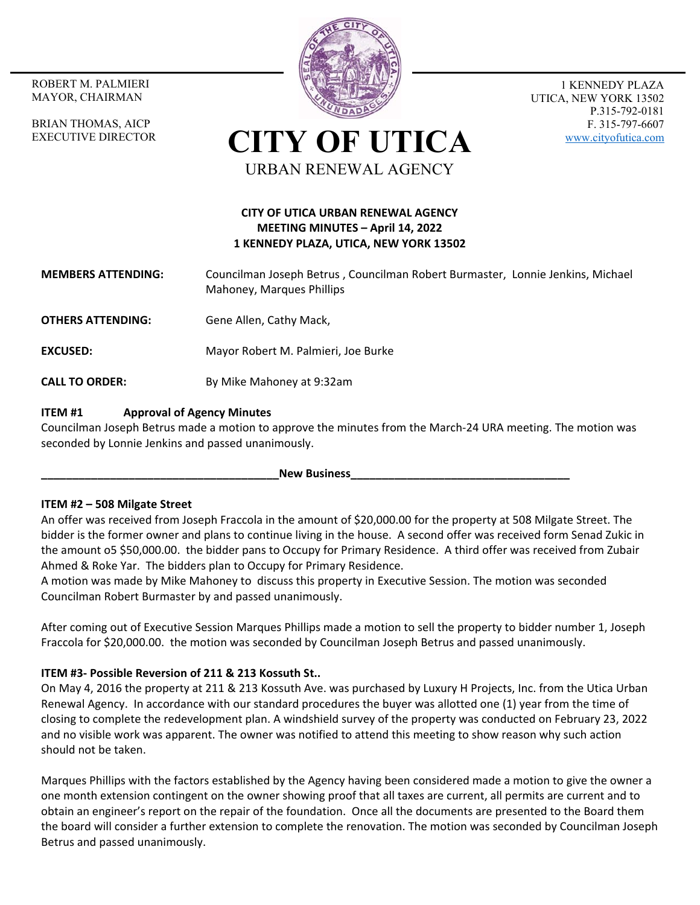ROBERT M. PALMIERI
MAYOR, CHAIRMAN

BRIAN THOMAS, AICP
EXECUTIVE DIRECTOR

# CITY OF UTICA

URBAN RENEWAL AGENCY

1 KENNEDY PLAZA
UTICA, NEW YORK 13502
P.315-792-0181
F. 315-797-6607
www.cityofutica.com

**CITY OF UTICA URBAN RENEWAL AGENCY**
**MEETING MINUTES – April 14, 2022**
**1 KENNEDY PLAZA, UTICA, NEW YORK 13502**

**MEMBERS ATTENDING:** Councilman Joseph Betrus , Councilman Robert Burmaster, Lonnie Jenkins, Michael Mahoney, Marques Phillips

**OTHERS ATTENDING:** Gene Allen, Cathy Mack,

**EXCUSED:** Mayor Robert M. Palmieri, Joe Burke

**CALL TO ORDER:** By Mike Mahoney at 9:32am

**ITEM #1 Approval of Agency Minutes**

Councilman Joseph Betrus made a motion to approve the minutes from the March-24 URA meeting. The motion was seconded by Lonnie Jenkins and passed unanimously.

**New Business**

**ITEM #2 – 508 Milgate Street**

An offer was received from Joseph Fraccola in the amount of $20,000.00 for the property at 508 Milgate Street. The bidder is the former owner and plans to continue living in the house. A second offer was received form Senad Zukic in the amount o5 $50,000.00. the bidder pans to Occupy for Primary Residence. A third offer was received from Zubair Ahmed & Roke Yar. The bidders plan to Occupy for Primary Residence.

A motion was made by Mike Mahoney to discuss this property in Executive Session. The motion was seconded Councilman Robert Burmaster by and passed unanimously.

After coming out of Executive Session Marques Phillips made a motion to sell the property to bidder number 1, Joseph Fraccola for $20,000.00. the motion was seconded by Councilman Joseph Betrus and passed unanimously.

**ITEM #3- Possible Reversion of 211 & 213 Kossuth St..**

On May 4, 2016 the property at 211 & 213 Kossuth Ave. was purchased by Luxury H Projects, Inc. from the Utica Urban Renewal Agency. In accordance with our standard procedures the buyer was allotted one (1) year from the time of closing to complete the redevelopment plan. A windshield survey of the property was conducted on February 23, 2022 and no visible work was apparent. The owner was notified to attend this meeting to show reason why such action should not be taken.

Marques Phillips with the factors established by the Agency having been considered made a motion to give the owner a one month extension contingent on the owner showing proof that all taxes are current, all permits are current and to obtain an engineer's report on the repair of the foundation. Once all the documents are presented to the Board them the board will consider a further extension to complete the renovation. The motion was seconded by Councilman Joseph Betrus and passed unanimously.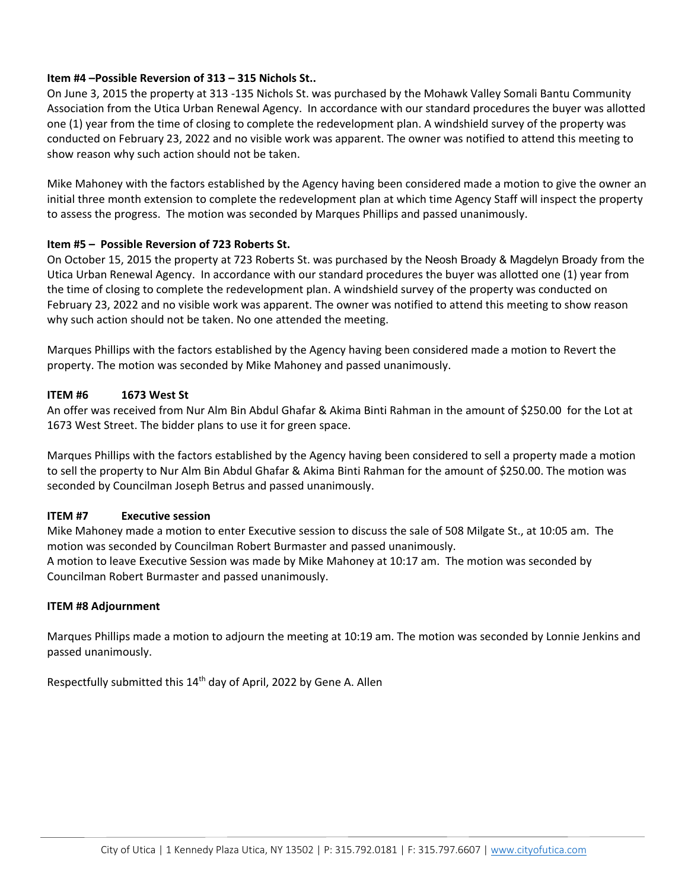**Item #4 –Possible Reversion of 313 – 315 Nichols St..**

On June 3, 2015 the property at 313 -135 Nichols St. was purchased by the Mohawk Valley Somali Bantu Community Association from the Utica Urban Renewal Agency. In accordance with our standard procedures the buyer was allotted one (1) year from the time of closing to complete the redevelopment plan. A windshield survey of the property was conducted on February 23, 2022 and no visible work was apparent. The owner was notified to attend this meeting to show reason why such action should not be taken.

Mike Mahoney with the factors established by the Agency having been considered made a motion to give the owner an initial three month extension to complete the redevelopment plan at which time Agency Staff will inspect the property to assess the progress. The motion was seconded by Marques Phillips and passed unanimously.

**Item #5 – Possible Reversion of 723 Roberts St.**

On October 15, 2015 the property at 723 Roberts St. was purchased by the Neosh Broady & Magdelyn Broady from the Utica Urban Renewal Agency. In accordance with our standard procedures the buyer was allotted one (1) year from the time of closing to complete the redevelopment plan. A windshield survey of the property was conducted on February 23, 2022 and no visible work was apparent. The owner was notified to attend this meeting to show reason why such action should not be taken. No one attended the meeting.

Marques Phillips with the factors established by the Agency having been considered made a motion to Revert the property. The motion was seconded by Mike Mahoney and passed unanimously.

**ITEM #6 1673 West St**

An offer was received from Nur Alm Bin Abdul Ghafar & Akima Binti Rahman in the amount of $250.00 for the Lot at 1673 West Street. The bidder plans to use it for green space.

Marques Phillips with the factors established by the Agency having been considered to sell a property made a motion to sell the property to Nur Alm Bin Abdul Ghafar & Akima Binti Rahman for the amount of $250.00. The motion was seconded by Councilman Joseph Betrus and passed unanimously.

**ITEM #7 Executive session**

Mike Mahoney made a motion to enter Executive session to discuss the sale of 508 Milgate St., at 10:05 am. The motion was seconded by Councilman Robert Burmaster and passed unanimously.
A motion to leave Executive Session was made by Mike Mahoney at 10:17 am. The motion was seconded by Councilman Robert Burmaster and passed unanimously.

**ITEM #8 Adjournment**

Marques Phillips made a motion to adjourn the meeting at 10:19 am. The motion was seconded by Lonnie Jenkins and passed unanimously.

Respectfully submitted this 14th day of April, 2022 by Gene A. Allen